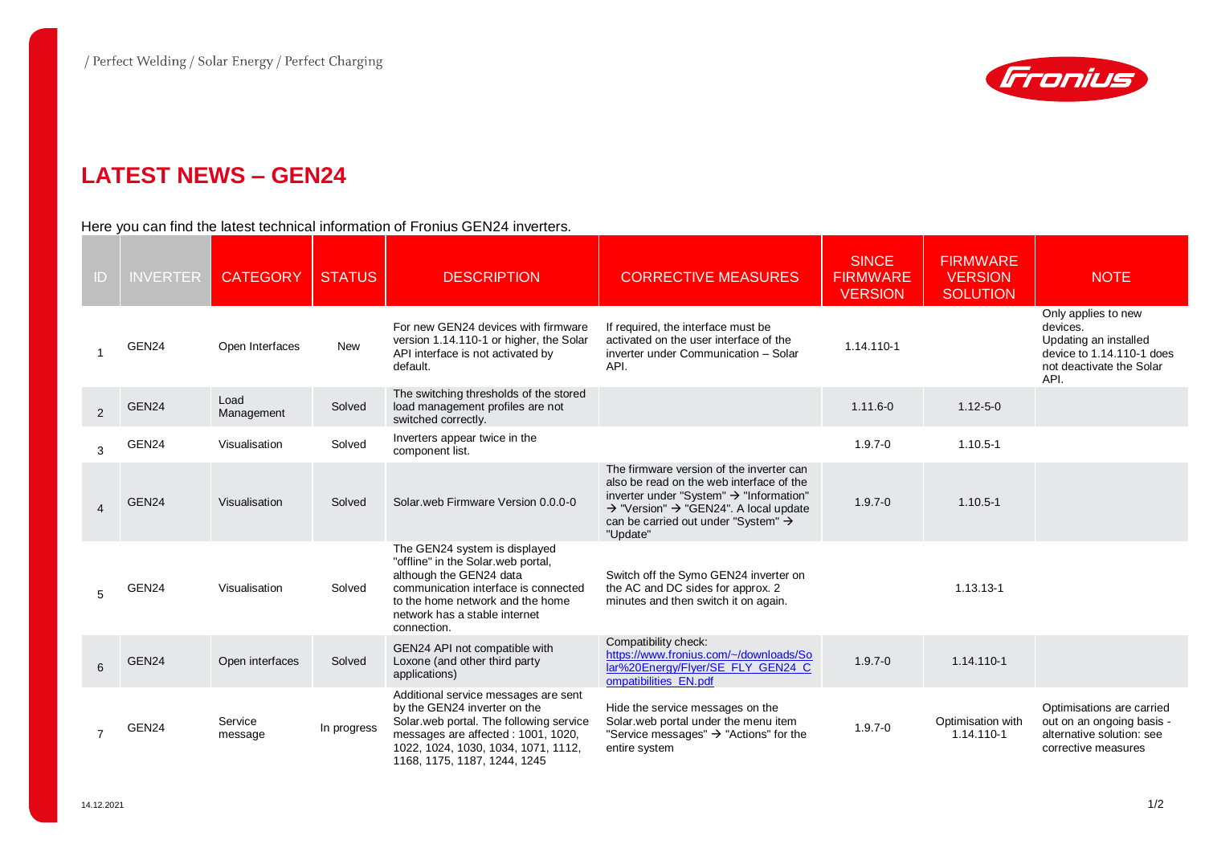# LATEST NEWS – GEN24

Here you can find the latest technical information of Fronius GEN24 inverters.

| ID | INVERTER | CATEGORY | STATUS | DESCRIPTION | CORRECTIVE MEASURES | SINCE FIRMWARE VERSION | FIRMWARE VERSION SOLUTION | NOTE |
|---|---|---|---|---|---|---|---|---|
| 1 | GEN24 | Open Interfaces | New | For new GEN24 devices with firmware version 1.14.110-1 or higher, the Solar API interface is not activated by default. | If required, the interface must be activated on the user interface of the inverter under Communication – Solar API. | 1.14.110-1 | | Only applies to new devices. Updating an installed device to 1.14.110-1 does not deactivate the Solar API. |
| 2 | GEN24 | Load Management | Solved | The switching thresholds of the stored load management profiles are not switched correctly. | | 1.11.6-0 | 1.12-5-0 | |
| 3 | GEN24 | Visualisation | Solved | Inverters appear twice in the component list. | | 1.9.7-0 | 1.10.5-1 | |
| 4 | GEN24 | Visualisation | Solved | Solar.web Firmware Version 0.0.0-0 | The firmware version of the inverter can also be read on the web interface of the inverter under "System" → "Information" → "Version" → "GEN24". A local update can be carried out under "System" → "Update" | 1.9.7-0 | 1.10.5-1 | |
| 5 | GEN24 | Visualisation | Solved | The GEN24 system is displayed "offline" in the Solar.web portal, although the GEN24 data communication interface is connected to the home network and the home network has a stable internet connection. | Switch off the Symo GEN24 inverter on the AC and DC sides for approx. 2 minutes and then switch it on again. | | 1.13.13-1 | |
| 6 | GEN24 | Open interfaces | Solved | GEN24 API not compatible with Loxone (and other third party applications) | Compatibility check: [https://www.fronius.com/~/downloads/Solar%20Energy/Flyer/SE_FLY_GEN24_Compatibilities_EN.pdf](https://www.fronius.com/~/downloads/Solar%20Energy/Flyer/SE_FLY_GEN24_Compatibilities_EN.pdf) | 1.9.7-0 | 1.14.110-1 | |
| 7 | GEN24 | Service message | In progress | Additional service messages are sent by the GEN24 inverter on the Solar.web portal. The following service messages are affected : 1001, 1020, 1022, 1024, 1030, 1034, 1071, 1112, 1168, 1175, 1187, 1244, 1245 | Hide the service messages on the Solar.web portal under the menu item "Service messages" → "Actions" for the entire system | 1.9.7-0 | Optimisation with 1.14.110-1 | Optimisations are carried out on an ongoing basis - alternative solution: see corrective measures |

14.12.2021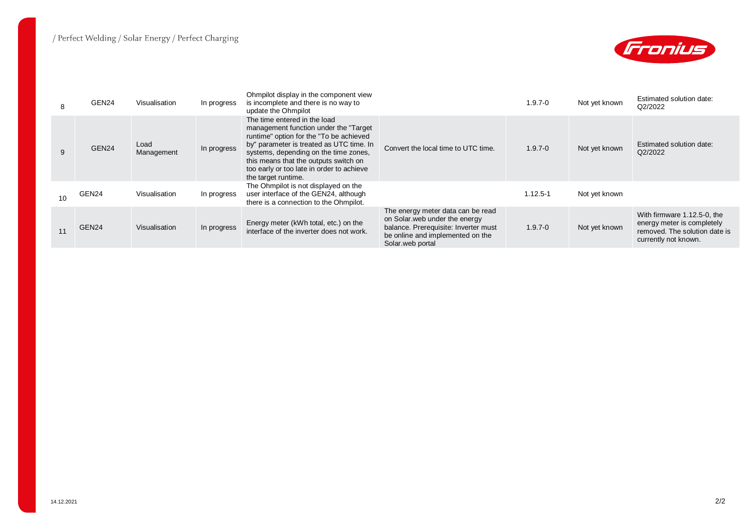| | | | | | | | | |
|---|---|---|---|---|---|---|---|---|
| 8 | GEN24 | Visualisation | In progress | Ohmpilot display in the component view is incomplete and there is no way to update the Ohmpilot | | 1.9.7-0 | Not yet known | Estimated solution date: Q2/2022 |
| 9 | GEN24 | Load Management | In progress | The time entered in the load management function under the "Target runtime" option for the "To be achieved by" parameter is treated as UTC time. In systems, depending on the time zones, this means that the outputs switch on too early or too late in order to achieve the target runtime. | Convert the local time to UTC time. | 1.9.7-0 | Not yet known | Estimated solution date: Q2/2022 |
| 10 | GEN24 | Visualisation | In progress | The Ohmpilot is not displayed on the user interface of the GEN24, although there is a connection to the Ohmpilot. | | 1.12.5-1 | Not yet known | |
| 11 | GEN24 | Visualisation | In progress | Energy meter (kWh total, etc.) on the interface of the inverter does not work. | The energy meter data can be read on Solar.web under the energy balance. Prerequisite: Inverter must be online and implemented on the Solar.web portal | 1.9.7-0 | Not yet known | With firmware 1.12.5-0, the energy meter is completely removed. The solution date is currently not known. |

14.12.2021